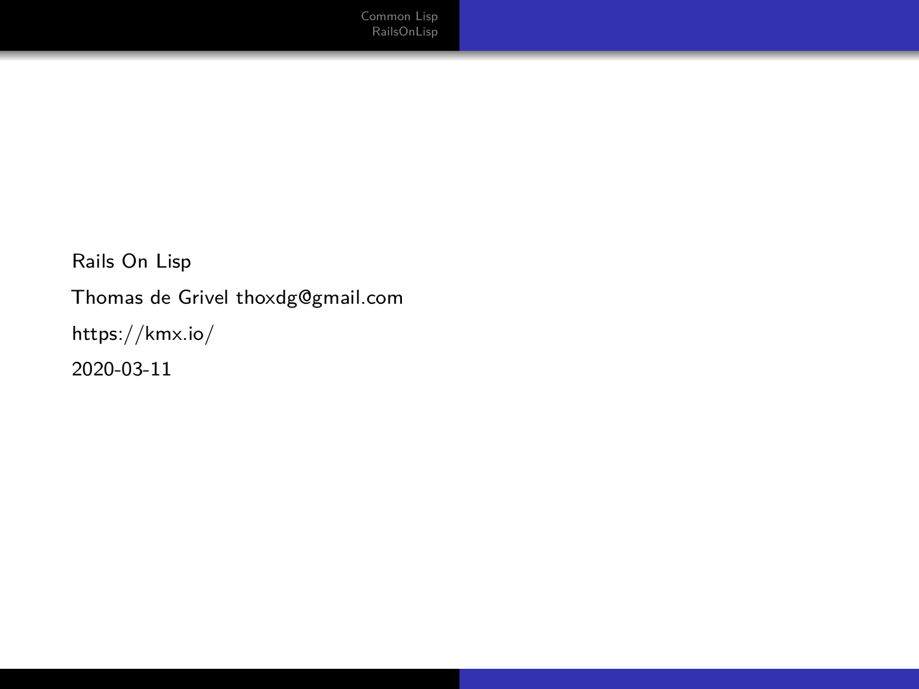# Rails On Lisp

Thomas de Grivel thoxdg@gmail.com

https://kmx.io/

2020-03-11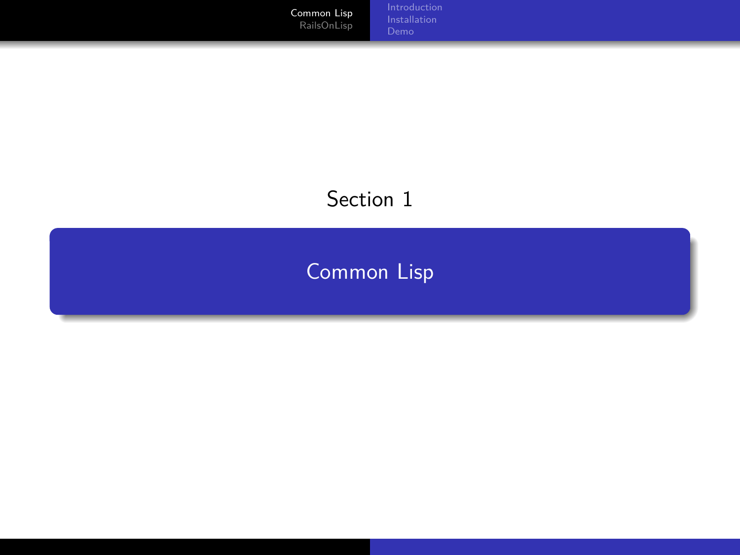Section 1

# Common Lisp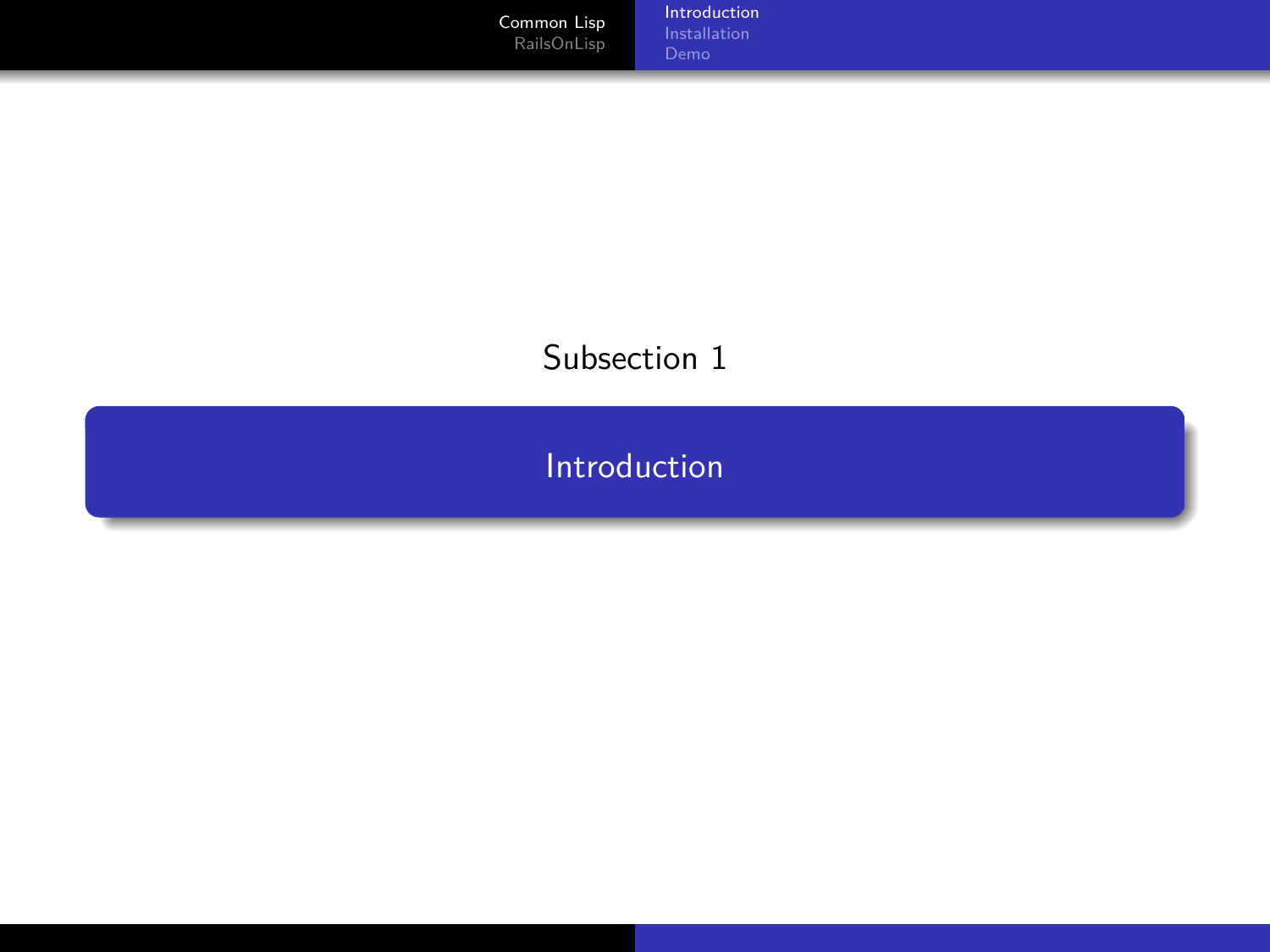Subsection 1

## Introduction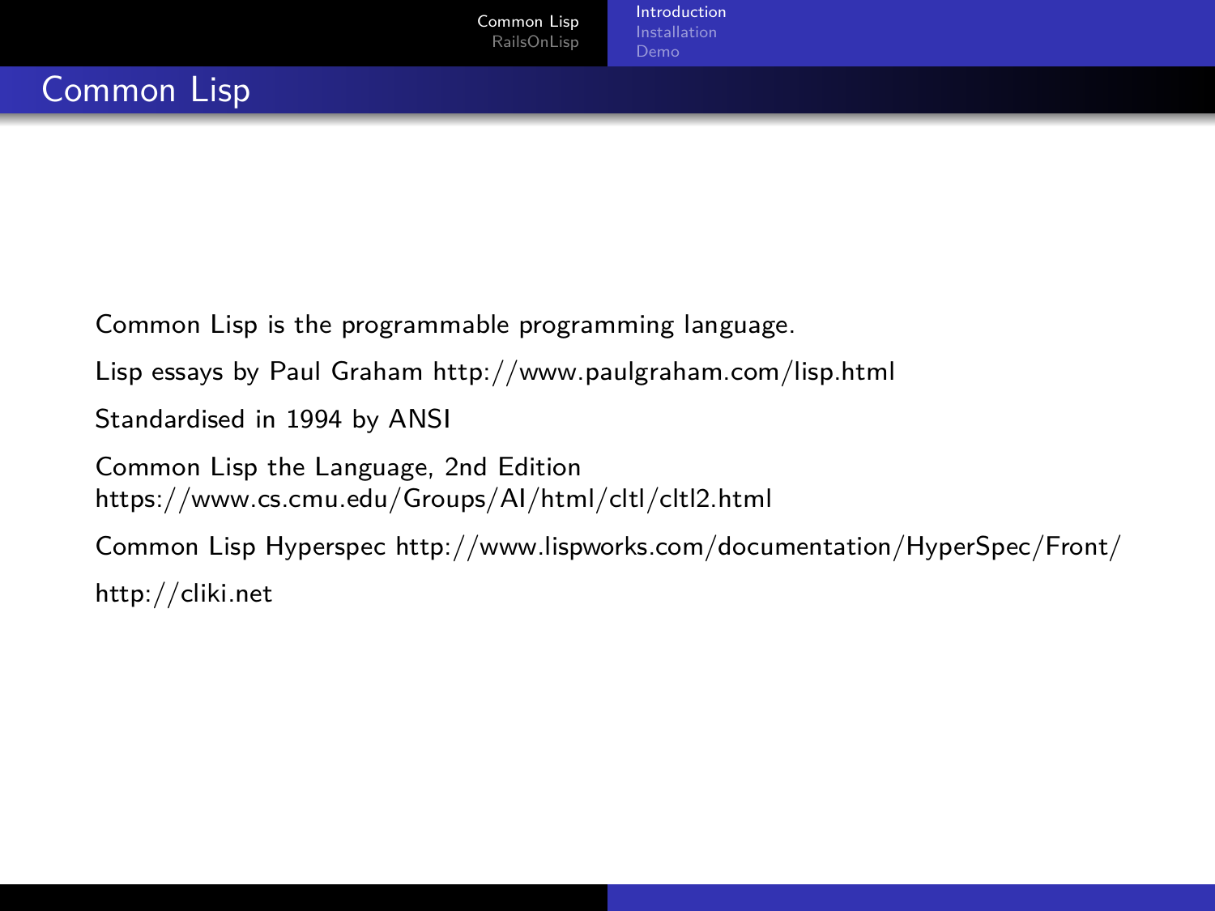# Common Lisp

Common Lisp is the programmable programming language.

Lisp essays by Paul Graham http://www.paulgraham.com/lisp.html

Standardised in 1994 by ANSI

Common Lisp the Language, 2nd Edition
https://www.cs.cmu.edu/Groups/AI/html/cltl/cltl2.html

Common Lisp Hyperspec http://www.lispworks.com/documentation/HyperSpec/Front/

http://cliki.net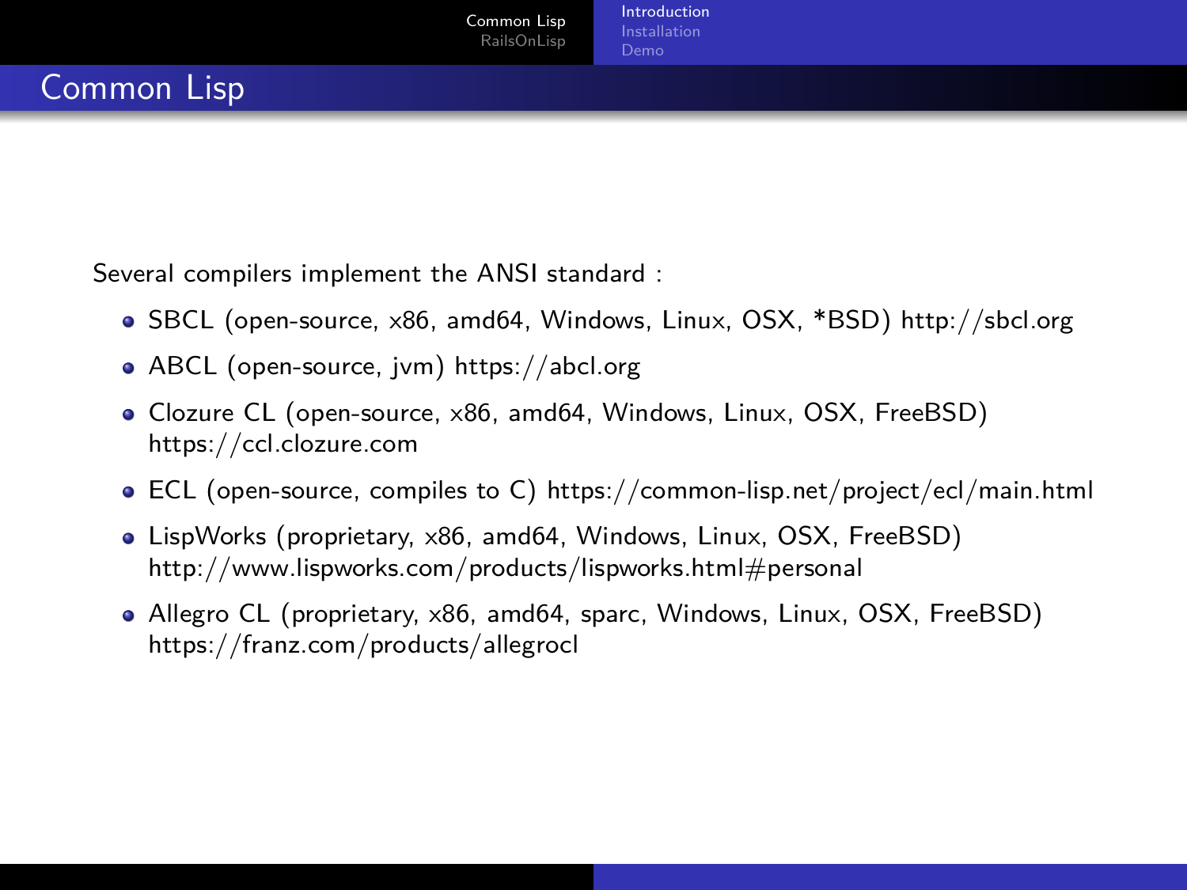# Common Lisp

Several compilers implement the ANSI standard :

- SBCL (open-source, x86, amd64, Windows, Linux, OSX, *BSD) http://sbcl.org
- ABCL (open-source, jvm) https://abcl.org
- Clozure CL (open-source, x86, amd64, Windows, Linux, OSX, FreeBSD) https://ccl.clozure.com
- ECL (open-source, compiles to C) https://common-lisp.net/project/ecl/main.html
- LispWorks (proprietary, x86, amd64, Windows, Linux, OSX, FreeBSD) http://www.lispworks.com/products/lispworks.html#personal
- Allegro CL (proprietary, x86, amd64, sparc, Windows, Linux, OSX, FreeBSD) https://franz.com/products/allegrocl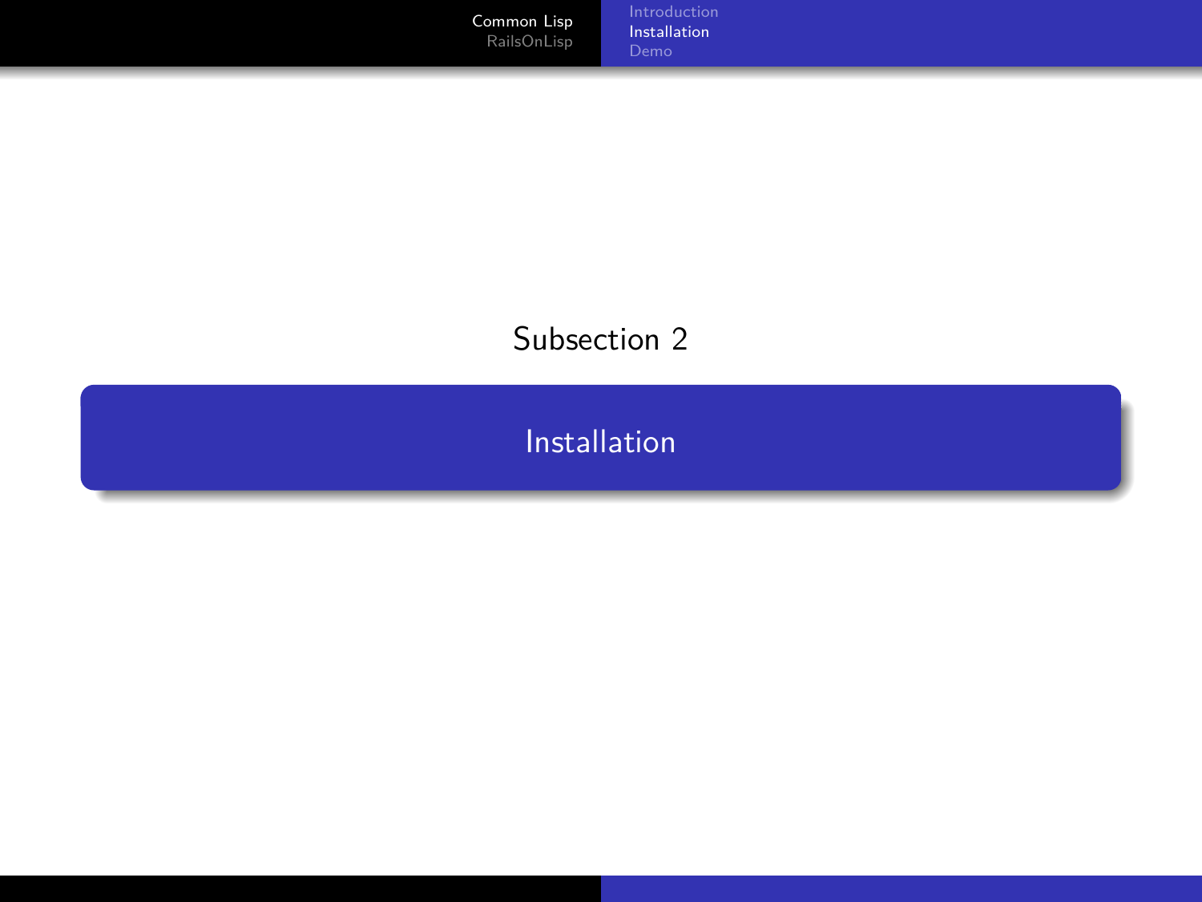Subsection 2

## Installation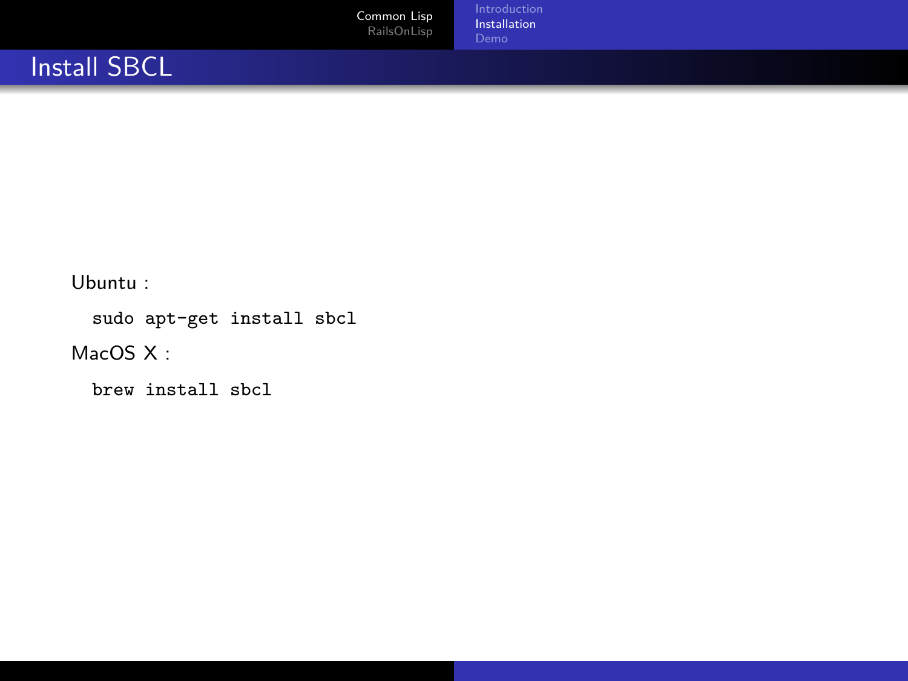# Install SBCL

Ubuntu :

```
sudo apt-get install sbcl
```

MacOS X :

```
brew install sbcl
```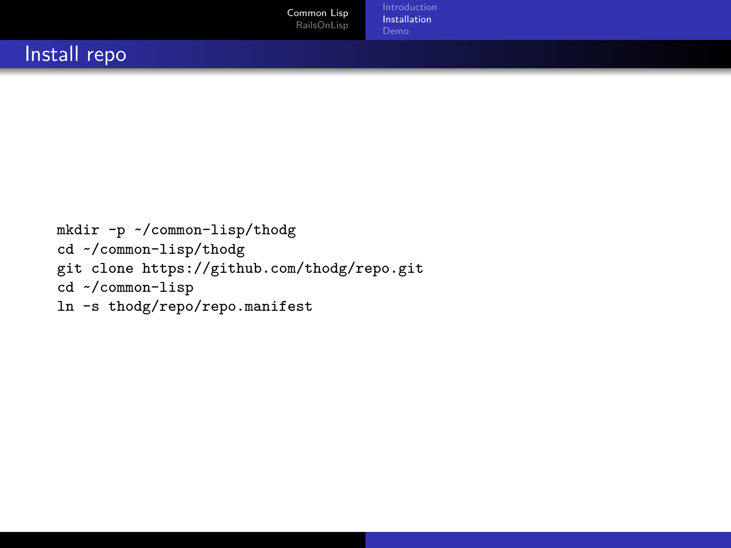# Install repo

```
mkdir -p ~/common-lisp/thodg
cd ~/common-lisp/thodg
git clone https://github.com/thodg/repo.git
cd ~/common-lisp
ln -s thodg/repo/repo.manifest
```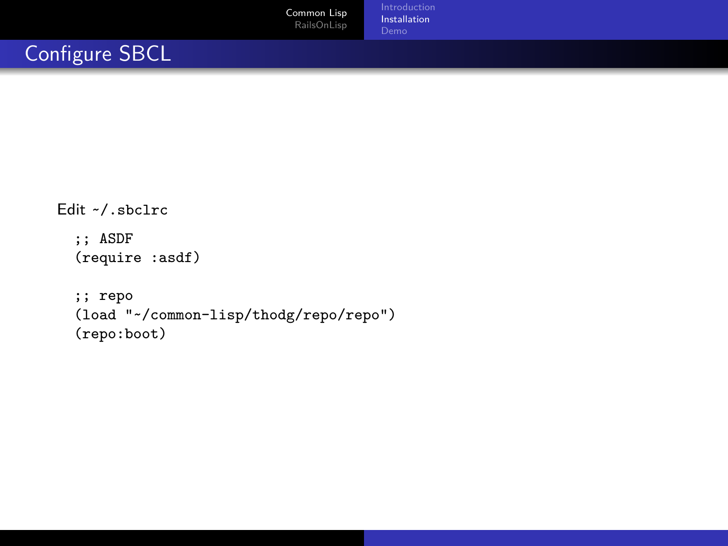# Configure SBCL

Edit `~/.sbclrc`

```
;; ASDF
(require :asdf)

;; repo
(load "~/common-lisp/thodg/repo/repo")
(repo:boot)
```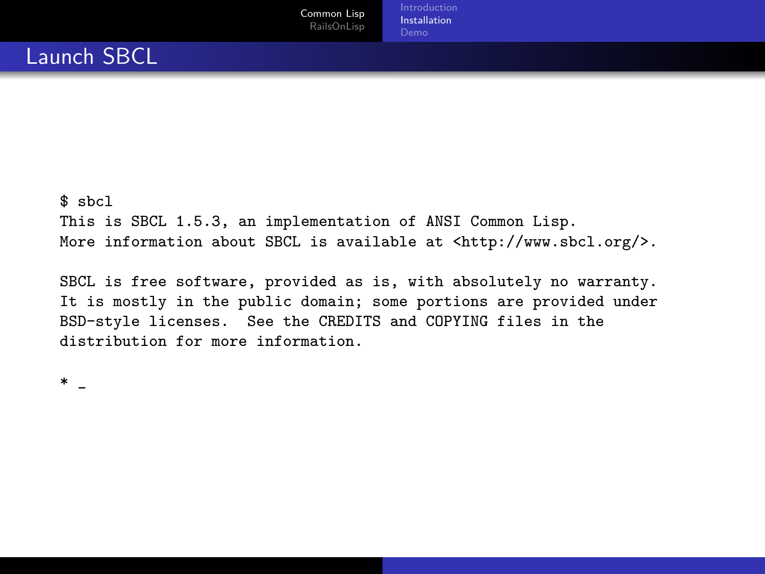# Launch SBCL

```
$ sbcl
This is SBCL 1.5.3, an implementation of ANSI Common Lisp.
More information about SBCL is available at <http://www.sbcl.org/>.

SBCL is free software, provided as is, with absolutely no warranty.
It is mostly in the public domain; some portions are provided under
BSD-style licenses.  See the CREDITS and COPYING files in the
distribution for more information.

* _
```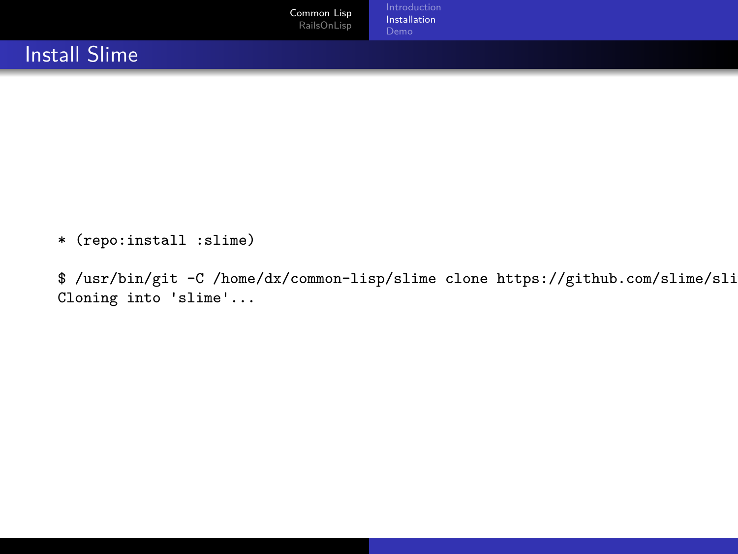# Install Slime

```
* (repo:install :slime)
```

```
$ /usr/bin/git -C /home/dx/common-lisp/slime clone https://github.com/slime/sli
Cloning into 'slime'...
```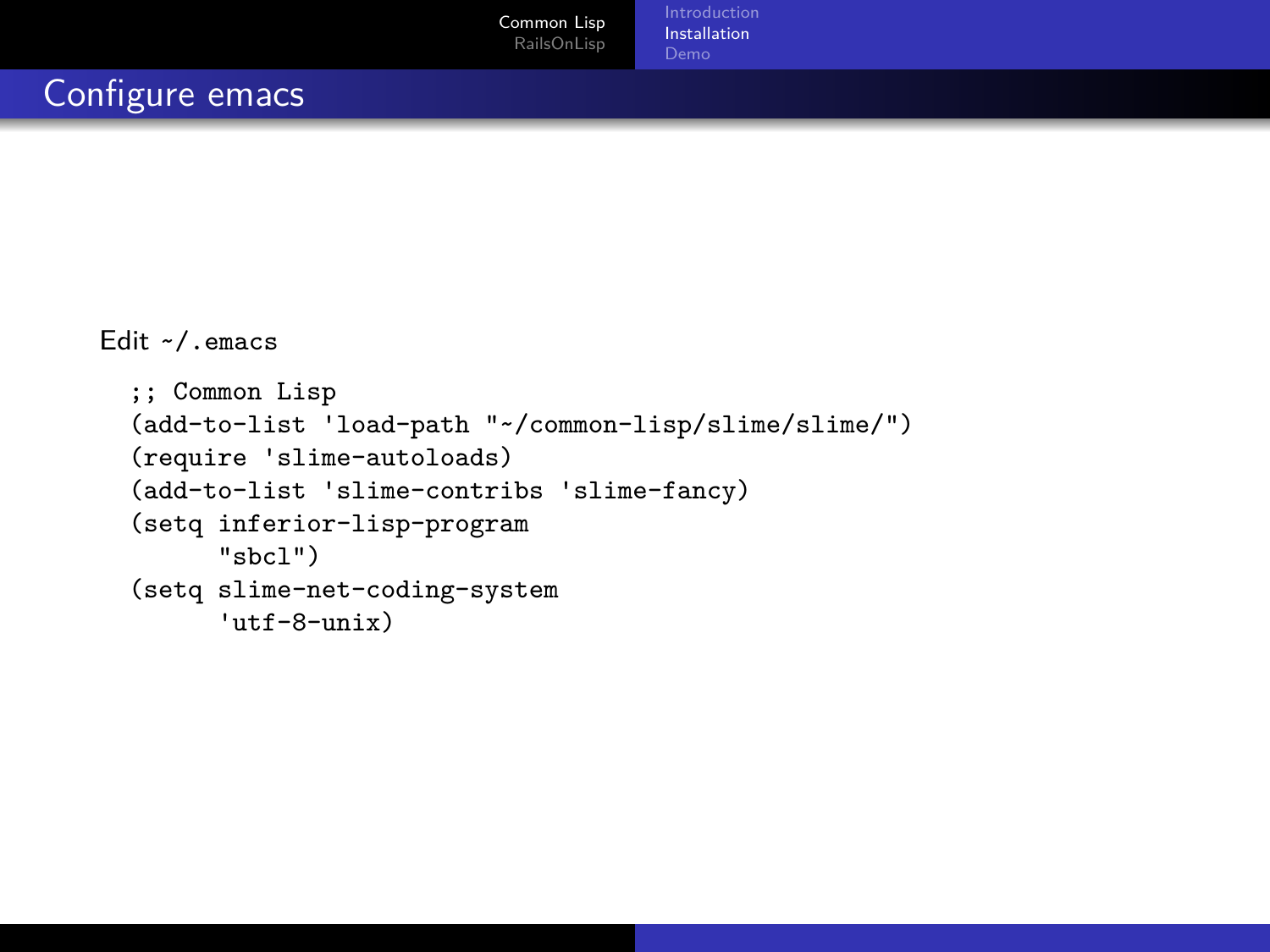# Configure emacs

Edit ~/.emacs

```
;; Common Lisp
(add-to-list 'load-path "~/common-lisp/slime/slime/")
(require 'slime-autoloads)
(add-to-list 'slime-contribs 'slime-fancy)
(setq inferior-lisp-program
      "sbcl")
(setq slime-net-coding-system
      'utf-8-unix)
```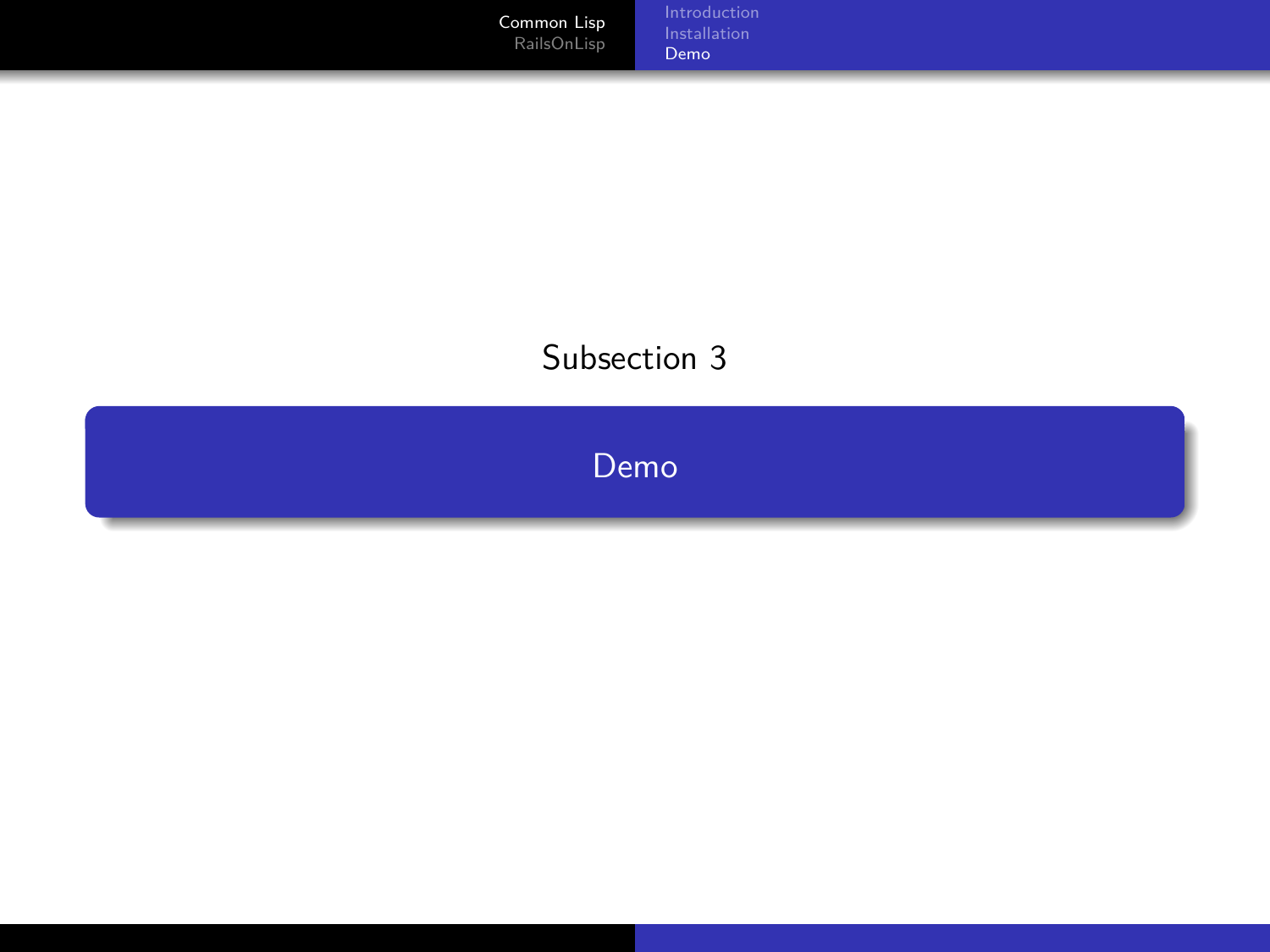Subsection 3

## Demo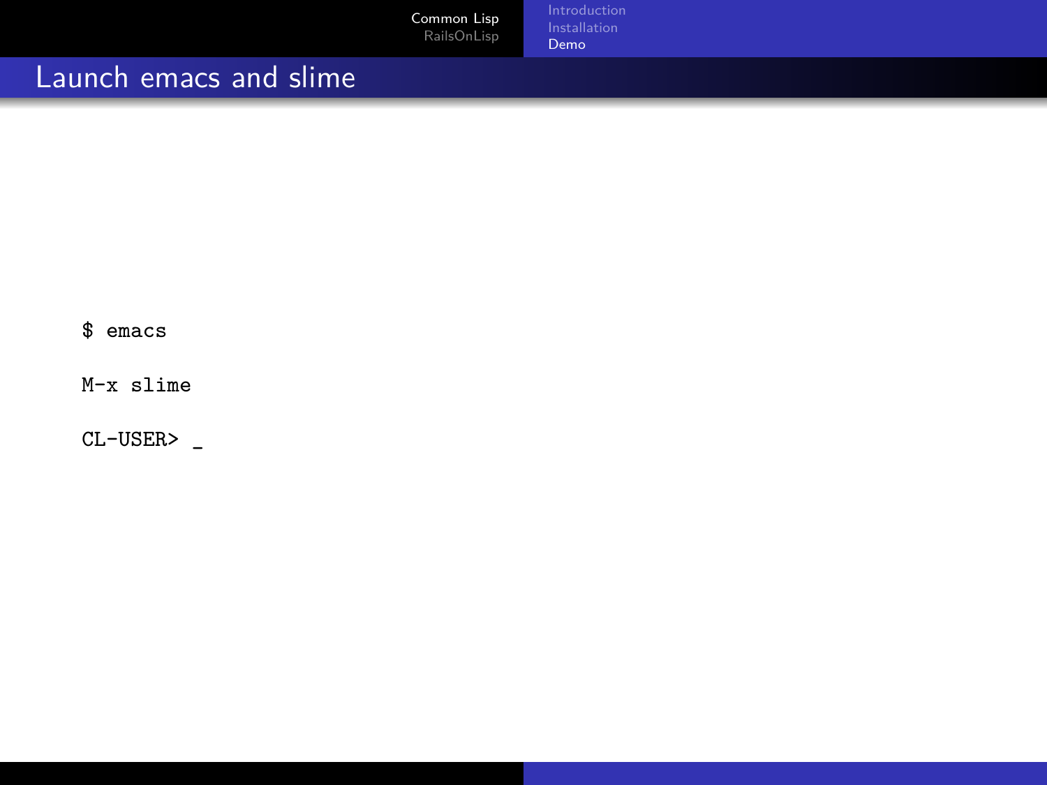## Launch emacs and slime

```
$ emacs

M-x slime

CL-USER> _
```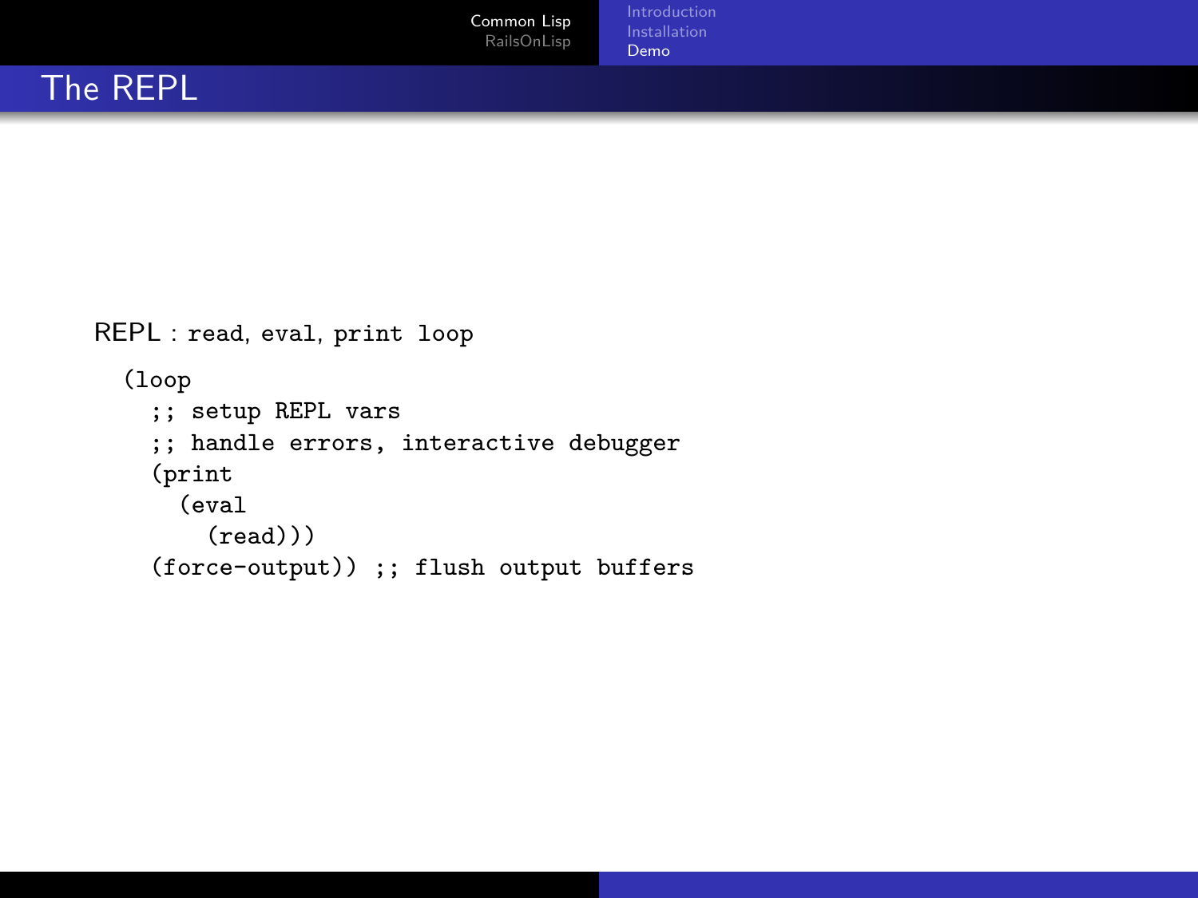# The REPL

REPL : `read`, `eval`, `print` `loop`

```
(loop
  ;; setup REPL vars
  ;; handle errors, interactive debugger
  (print
    (eval
      (read)))
  (force-output)) ;; flush output buffers
```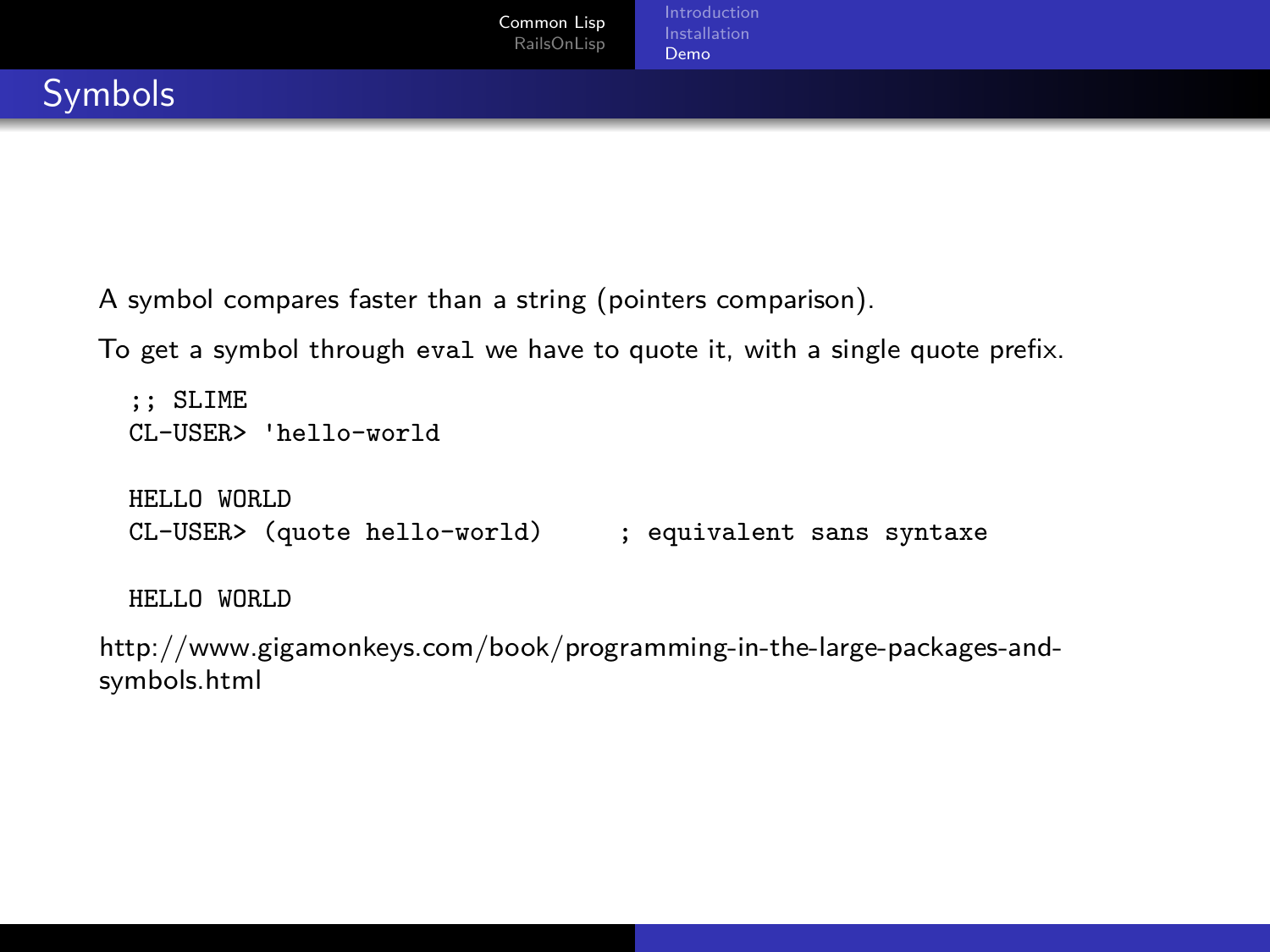## Symbols

A symbol compares faster than a string (pointers comparison).

To get a symbol through `eval` we have to quote it, with a single quote prefix.

```
;; SLIME
CL-USER> 'hello-world

HELLO WORLD
CL-USER> (quote hello-world)     ; equivalent sans syntaxe

HELLO WORLD
```

http://www.gigamonkeys.com/book/programming-in-the-large-packages-and-symbols.html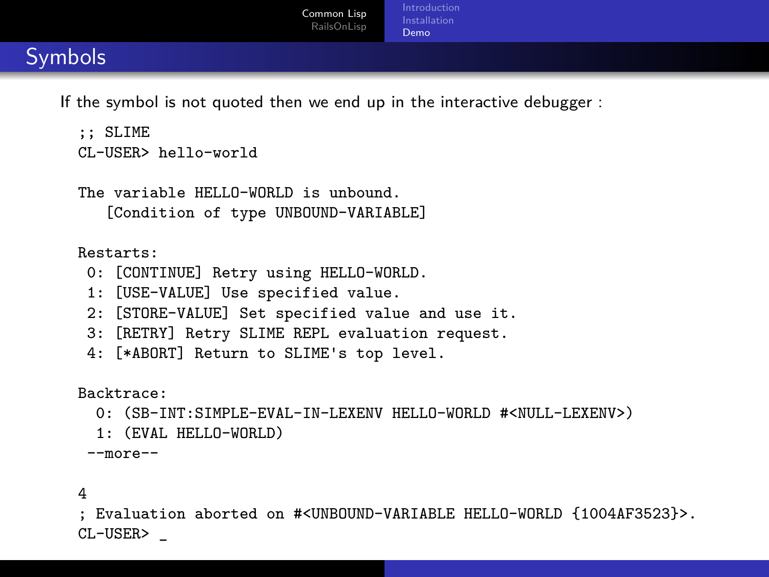## Symbols

If the symbol is not quoted then we end up in the interactive debugger :

```
;; SLIME
CL-USER> hello-world

The variable HELLO-WORLD is unbound.
   [Condition of type UNBOUND-VARIABLE]

Restarts:
 0: [CONTINUE] Retry using HELLO-WORLD.
 1: [USE-VALUE] Use specified value.
 2: [STORE-VALUE] Set specified value and use it.
 3: [RETRY] Retry SLIME REPL evaluation request.
 4: [*ABORT] Return to SLIME's top level.

Backtrace:
  0: (SB-INT:SIMPLE-EVAL-IN-LEXENV HELLO-WORLD #<NULL-LEXENV>)
  1: (EVAL HELLO-WORLD)
 --more--

4
; Evaluation aborted on #<UNBOUND-VARIABLE HELLO-WORLD {1004AF3523}>.
CL-USER> _
```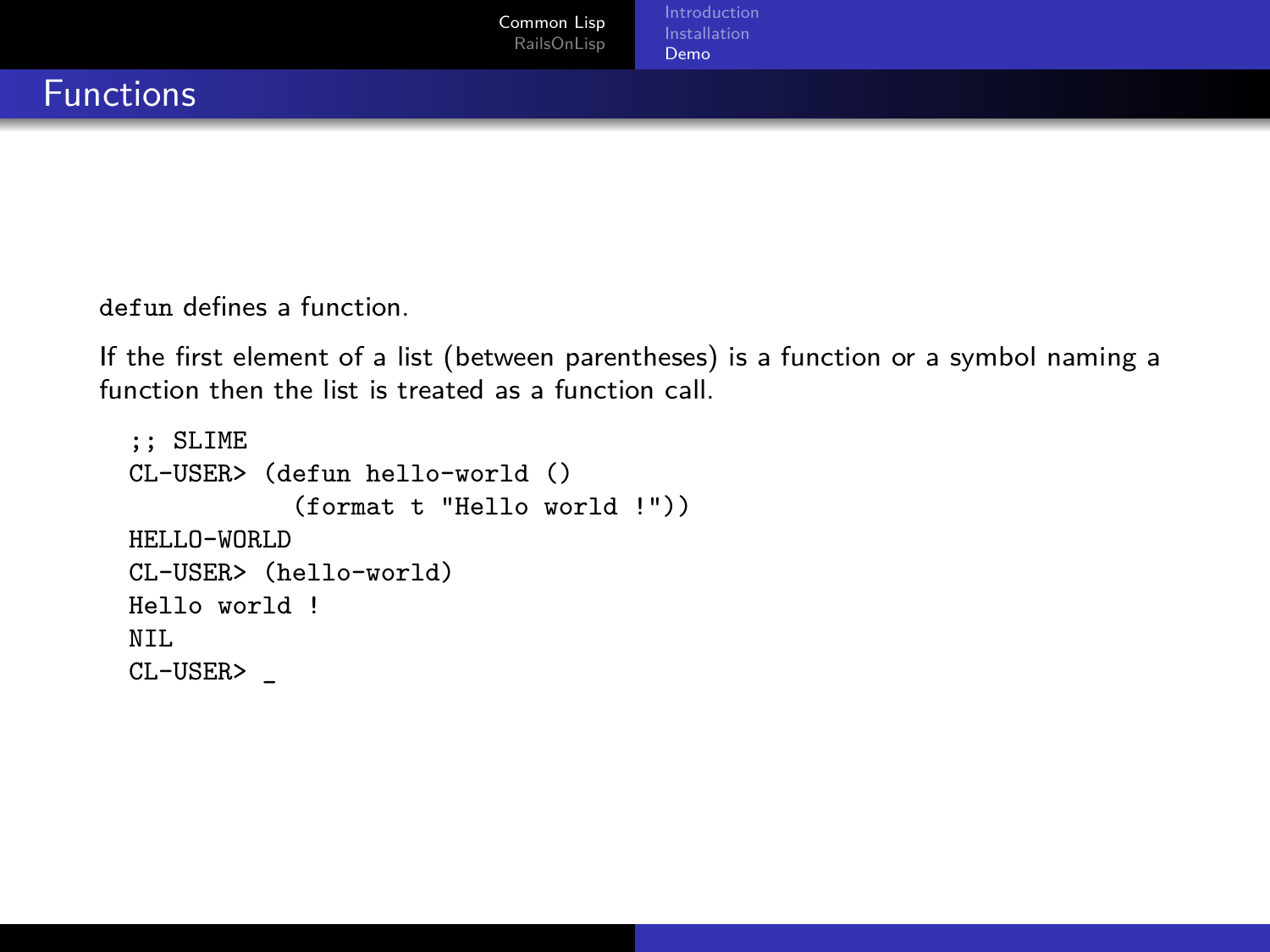## Functions

`defun` defines a function.

If the first element of a list (between parentheses) is a function or a symbol naming a function then the list is treated as a function call.

```
;; SLIME
CL-USER> (defun hello-world ()
           (format t "Hello world !"))
HELLO-WORLD
CL-USER> (hello-world)
Hello world !
NIL
CL-USER> _
```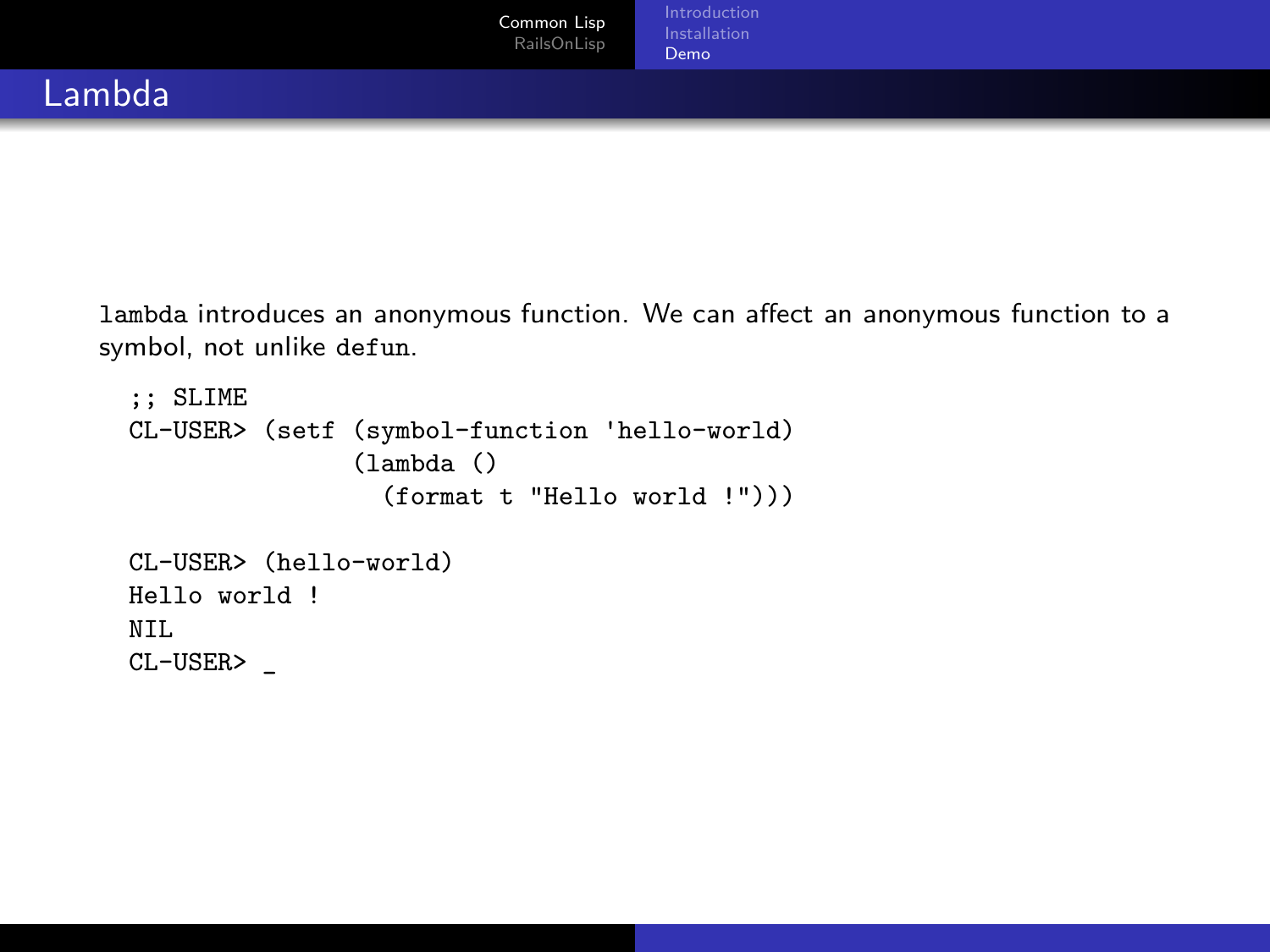## Lambda

`lambda` introduces an anonymous function. We can affect an anonymous function to a symbol, not unlike `defun`.

```
;; SLIME
CL-USER> (setf (symbol-function 'hello-world)
               (lambda ()
                 (format t "Hello world !")))

CL-USER> (hello-world)
Hello world !
NIL
CL-USER> _
```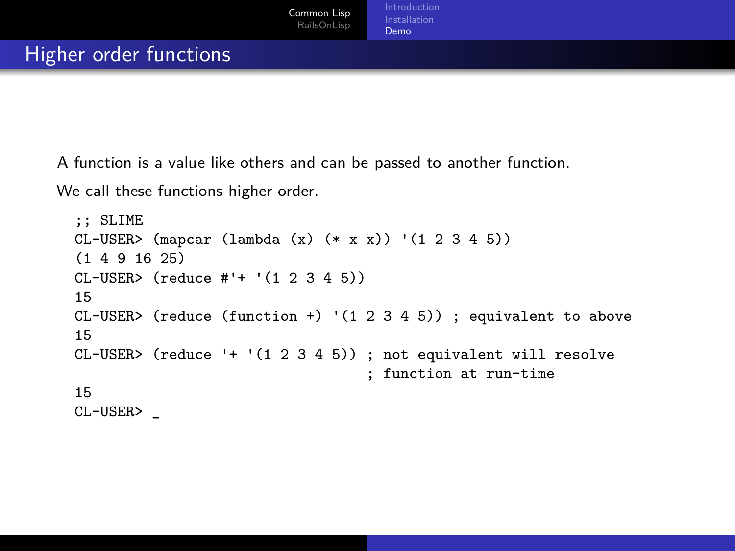# Higher order functions

A function is a value like others and can be passed to another function.

We call these functions higher order.

```
;; SLIME
CL-USER> (mapcar (lambda (x) (* x x)) '(1 2 3 4 5))
(1 4 9 16 25)
CL-USER> (reduce #'+ '(1 2 3 4 5))
15
CL-USER> (reduce (function +) '(1 2 3 4 5)) ; equivalent to above
15
CL-USER> (reduce '+ '(1 2 3 4 5)) ; not equivalent will resolve
                                  ; function at run-time
15
CL-USER> _
```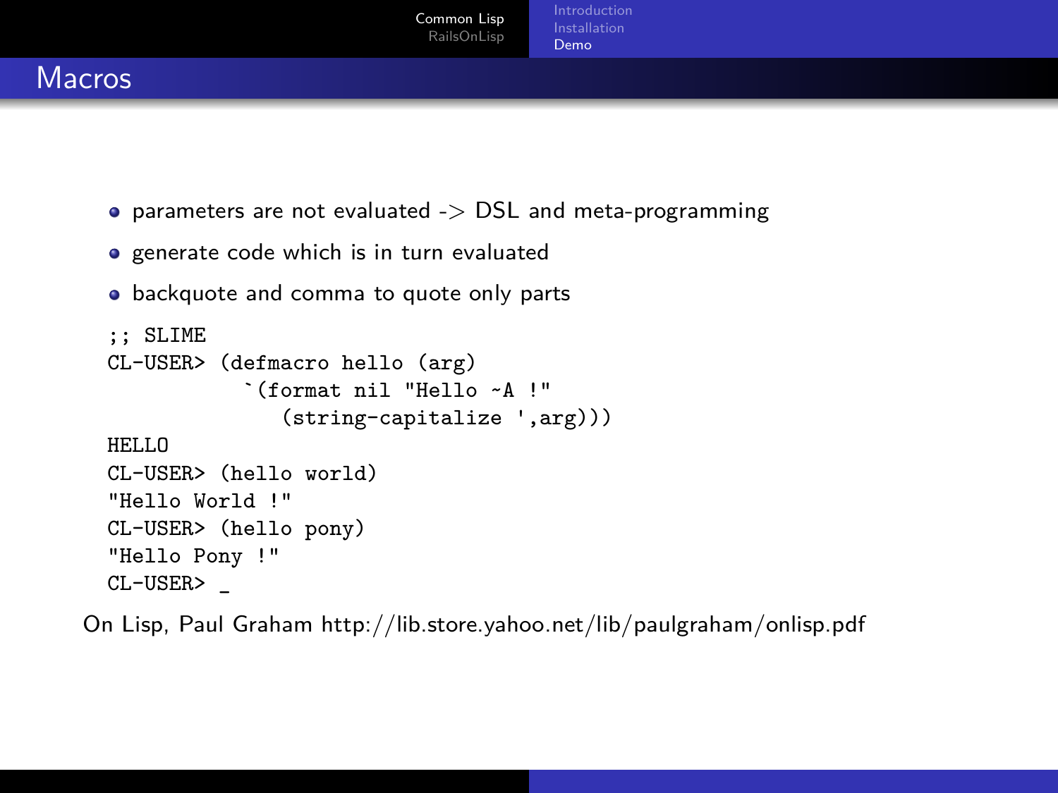# Macros

- parameters are not evaluated -> DSL and meta-programming
- generate code which is in turn evaluated
- backquote and comma to quote only parts

```
;; SLIME
CL-USER> (defmacro hello (arg)
           `(format nil "Hello ~A !"
              (string-capitalize ',arg)))
HELLO
CL-USER> (hello world)
"Hello World !"
CL-USER> (hello pony)
"Hello Pony !"
CL-USER> _
```

On Lisp, Paul Graham http://lib.store.yahoo.net/lib/paulgraham/onlisp.pdf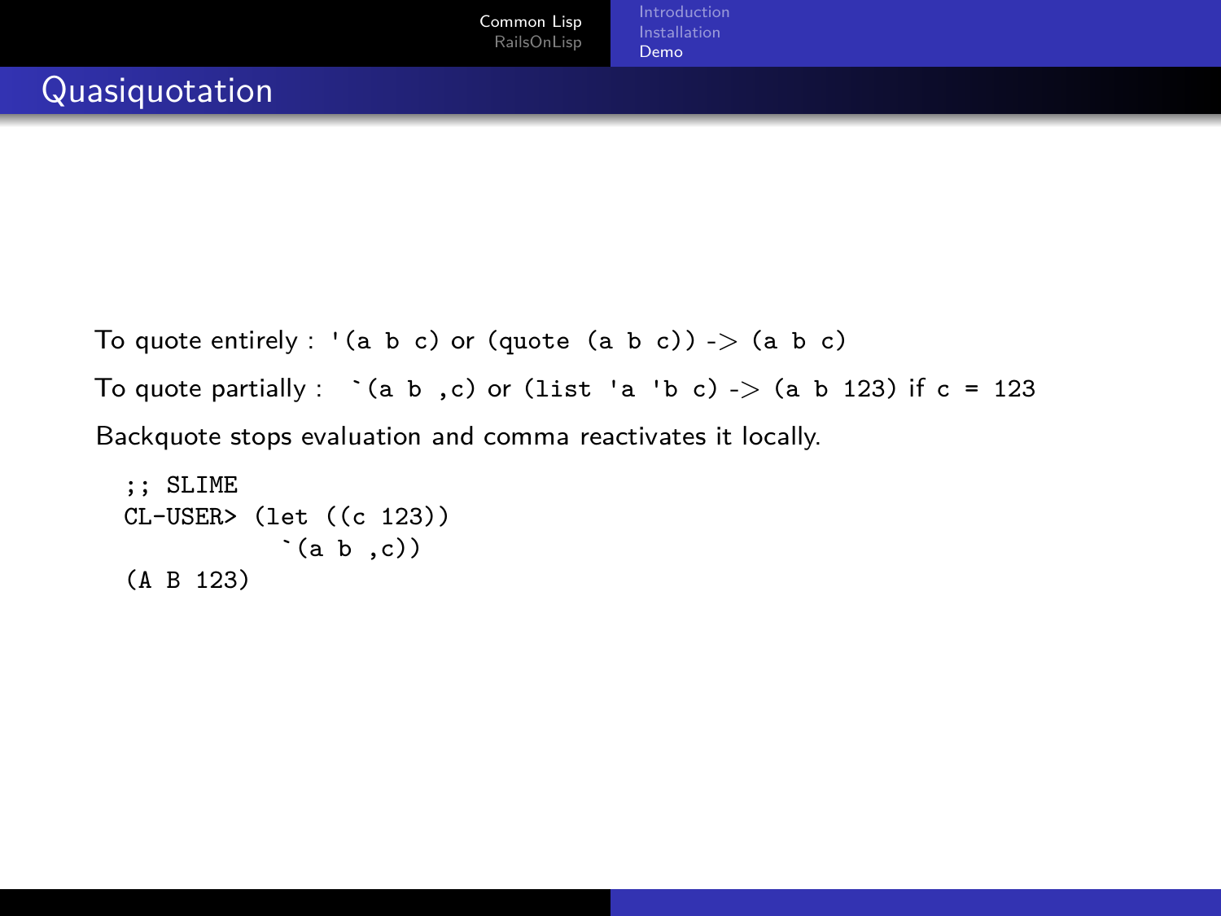# Quasiquotation

To quote entirely : `'(a b c)` or `(quote (a b c))` -> `(a b c)`

To quote partially : `` `(a b ,c) `` or `(list 'a 'b c)` -> `(a b 123)` if `c = 123`

Backquote stops evaluation and comma reactivates it locally.

```
;; SLIME
CL-USER> (let ((c 123))
           `(a b ,c))
(A B 123)
```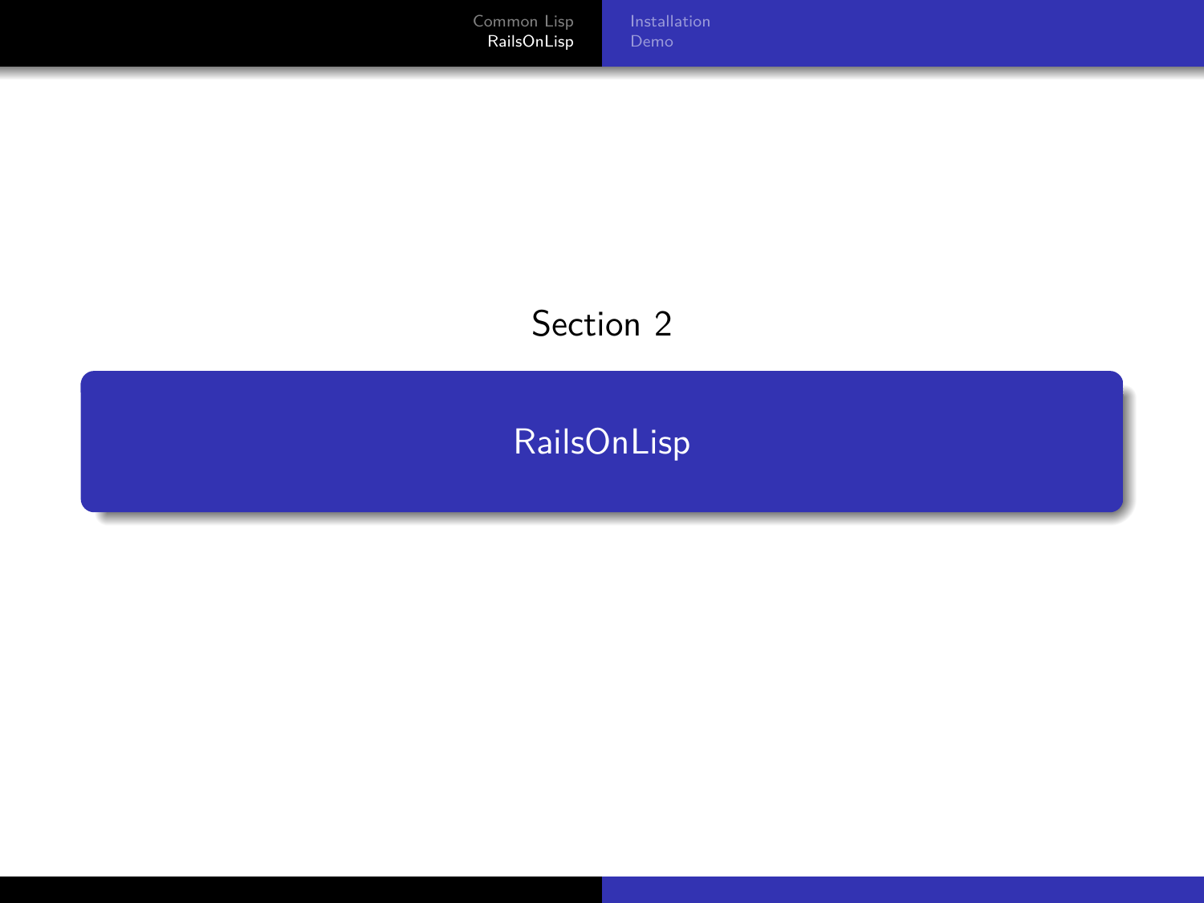Section 2

# RailsOnLisp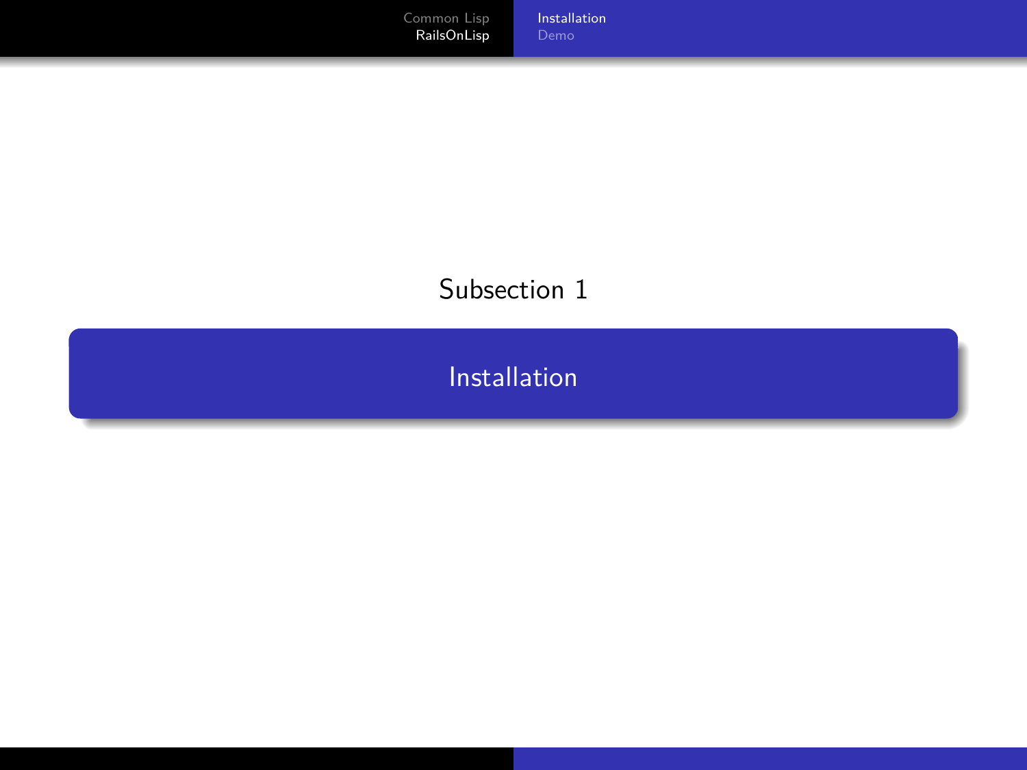Subsection 1

## Installation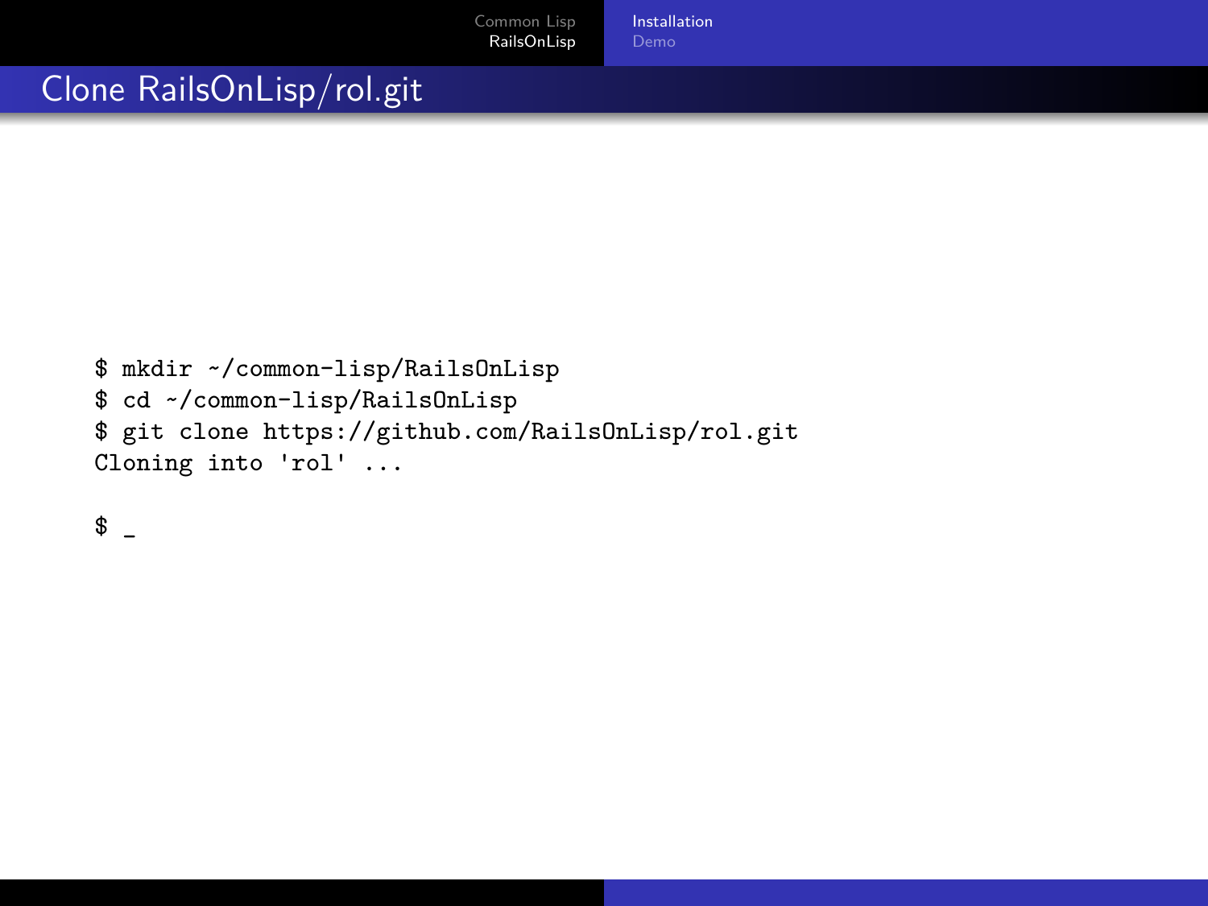# Clone RailsOnLisp/rol.git

```
$ mkdir ~/common-lisp/RailsOnLisp
$ cd ~/common-lisp/RailsOnLisp
$ git clone https://github.com/RailsOnLisp/rol.git
Cloning into 'rol' ...

$ _
```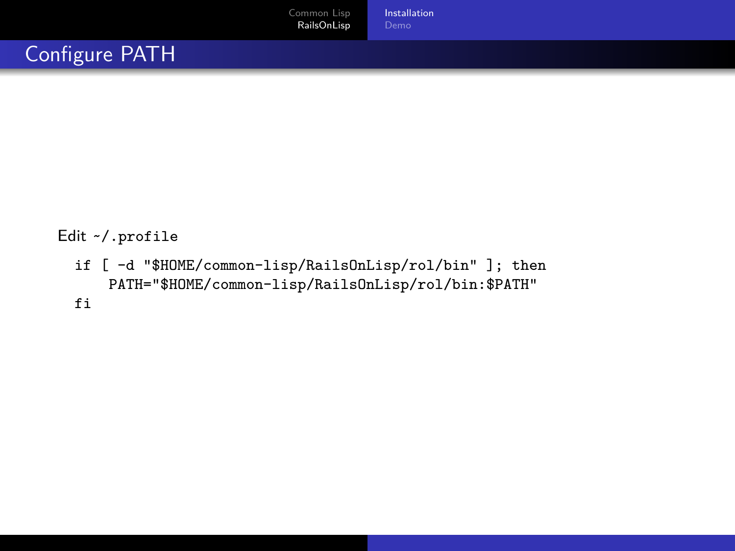# Configure PATH

Edit `~/.profile`

```
if [ -d "$HOME/common-lisp/RailsOnLisp/rol/bin" ]; then
    PATH="$HOME/common-lisp/RailsOnLisp/rol/bin:$PATH"
fi
```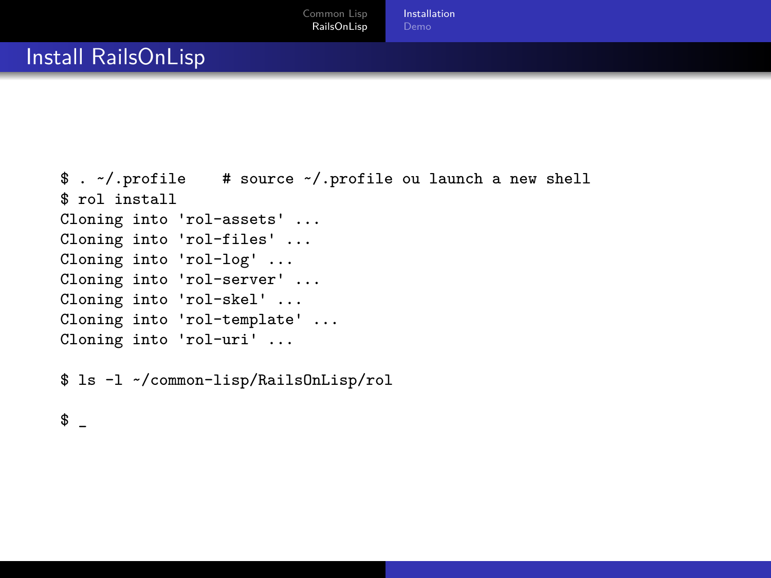# Install RailsOnLisp

```
$ . ~/.profile    # source ~/.profile ou launch a new shell
$ rol install
Cloning into 'rol-assets' ...
Cloning into 'rol-files' ...
Cloning into 'rol-log' ...
Cloning into 'rol-server' ...
Cloning into 'rol-skel' ...
Cloning into 'rol-template' ...
Cloning into 'rol-uri' ...

$ ls -l ~/common-lisp/RailsOnLisp/rol

$ _
```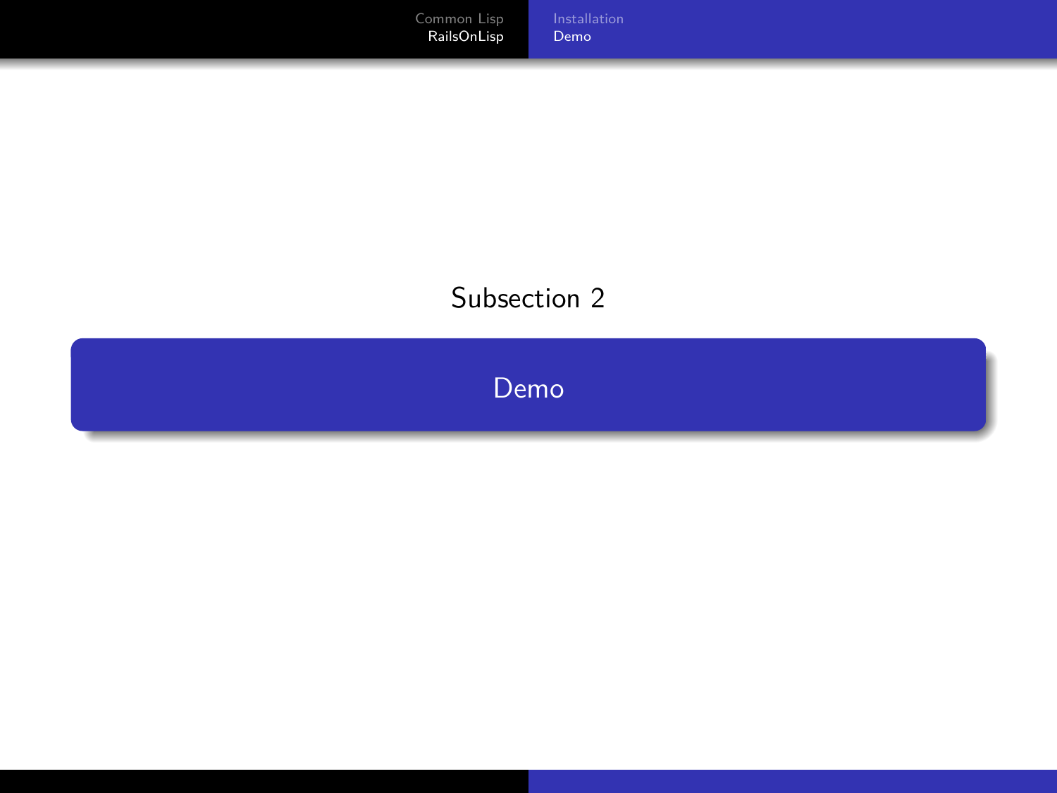Subsection 2

## Demo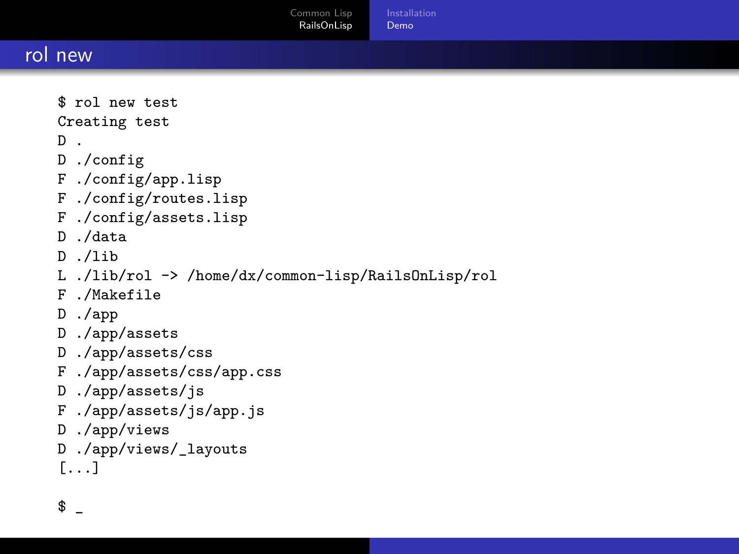## rol new

```
$ rol new test
Creating test
D .
D ./config
F ./config/app.lisp
F ./config/routes.lisp
F ./config/assets.lisp
D ./data
D ./lib
L ./lib/rol -> /home/dx/common-lisp/RailsOnLisp/rol
F ./Makefile
D ./app
D ./app/assets
D ./app/assets/css
F ./app/assets/css/app.css
D ./app/assets/js
F ./app/assets/js/app.js
D ./app/views
D ./app/views/_layouts
[...]

$ _
```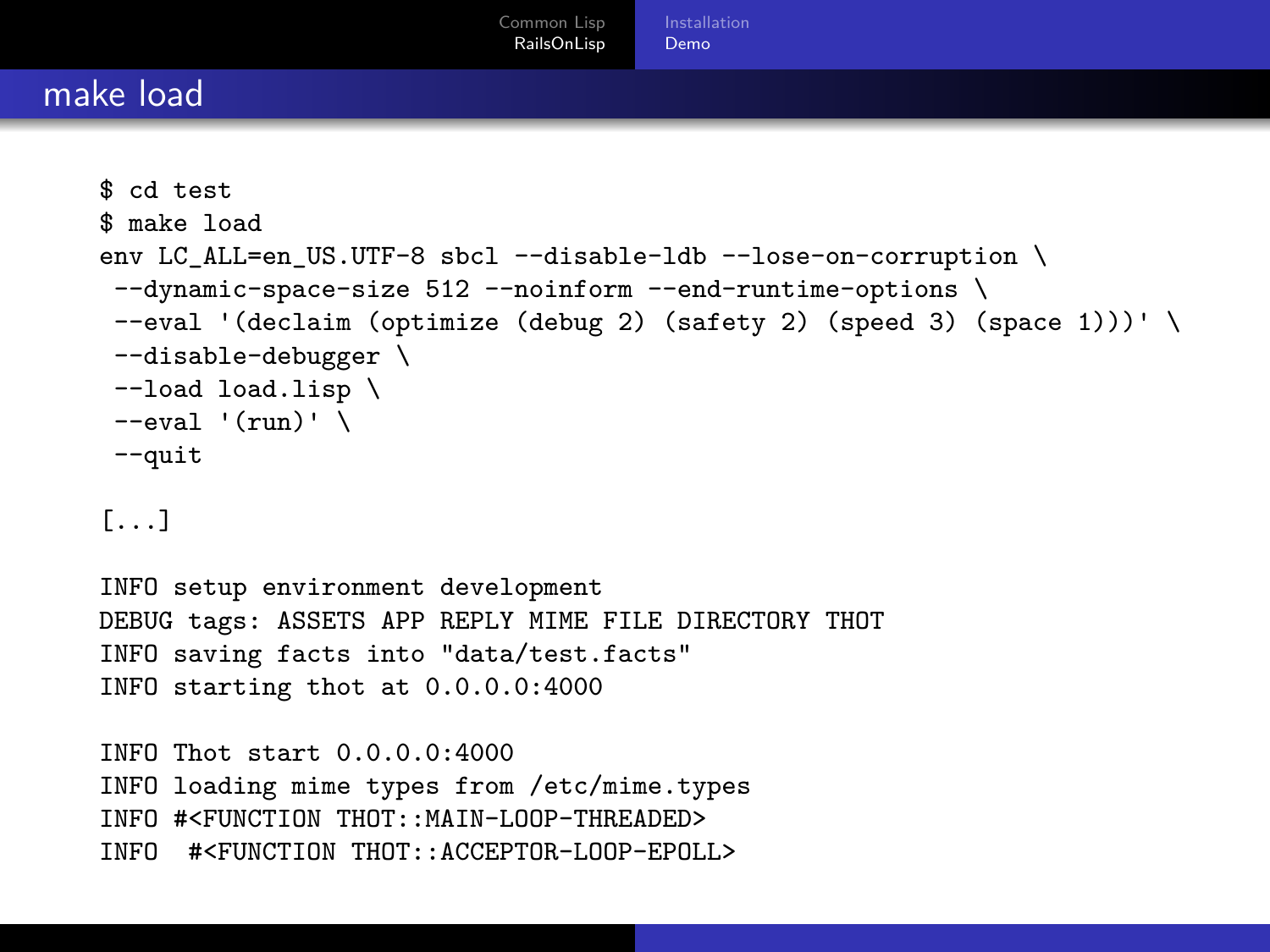# make load

```
$ cd test
$ make load
env LC_ALL=en_US.UTF-8 sbcl --disable-ldb --lose-on-corruption \
 --dynamic-space-size 512 --noinform --end-runtime-options \
 --eval '(declaim (optimize (debug 2) (safety 2) (speed 3) (space 1)))' \
 --disable-debugger \
 --load load.lisp \
 --eval '(run)' \
 --quit

[...]

INFO setup environment development
DEBUG tags: ASSETS APP REPLY MIME FILE DIRECTORY THOT
INFO saving facts into "data/test.facts"
INFO starting thot at 0.0.0.0:4000

INFO Thot start 0.0.0.0:4000
INFO loading mime types from /etc/mime.types
INFO #<FUNCTION THOT::MAIN-LOOP-THREADED>
INFO  #<FUNCTION THOT::ACCEPTOR-LOOP-EPOLL>
```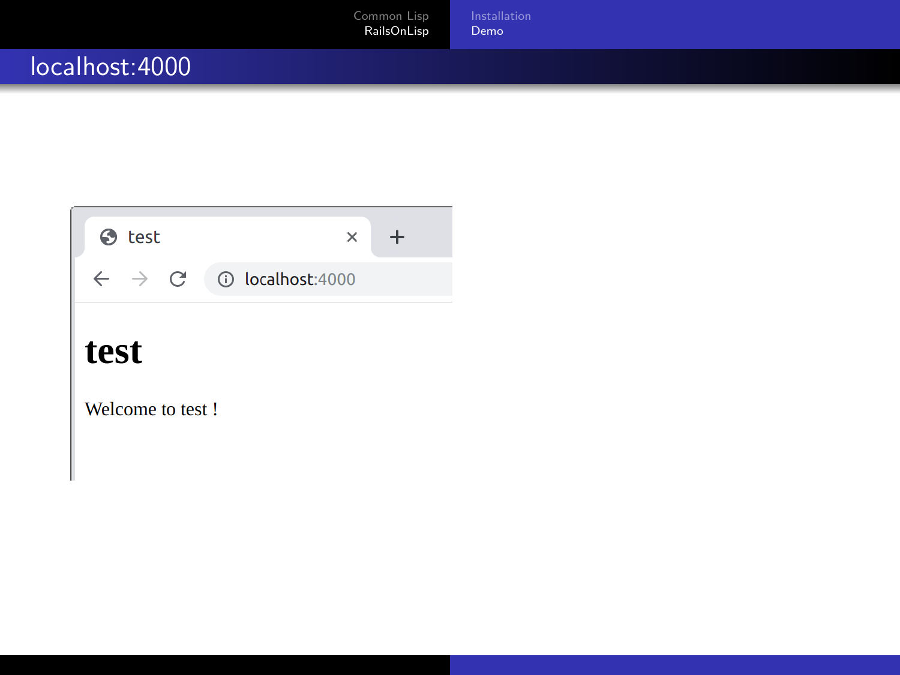# localhost:4000

test

localhost:4000

# test

Welcome to test !